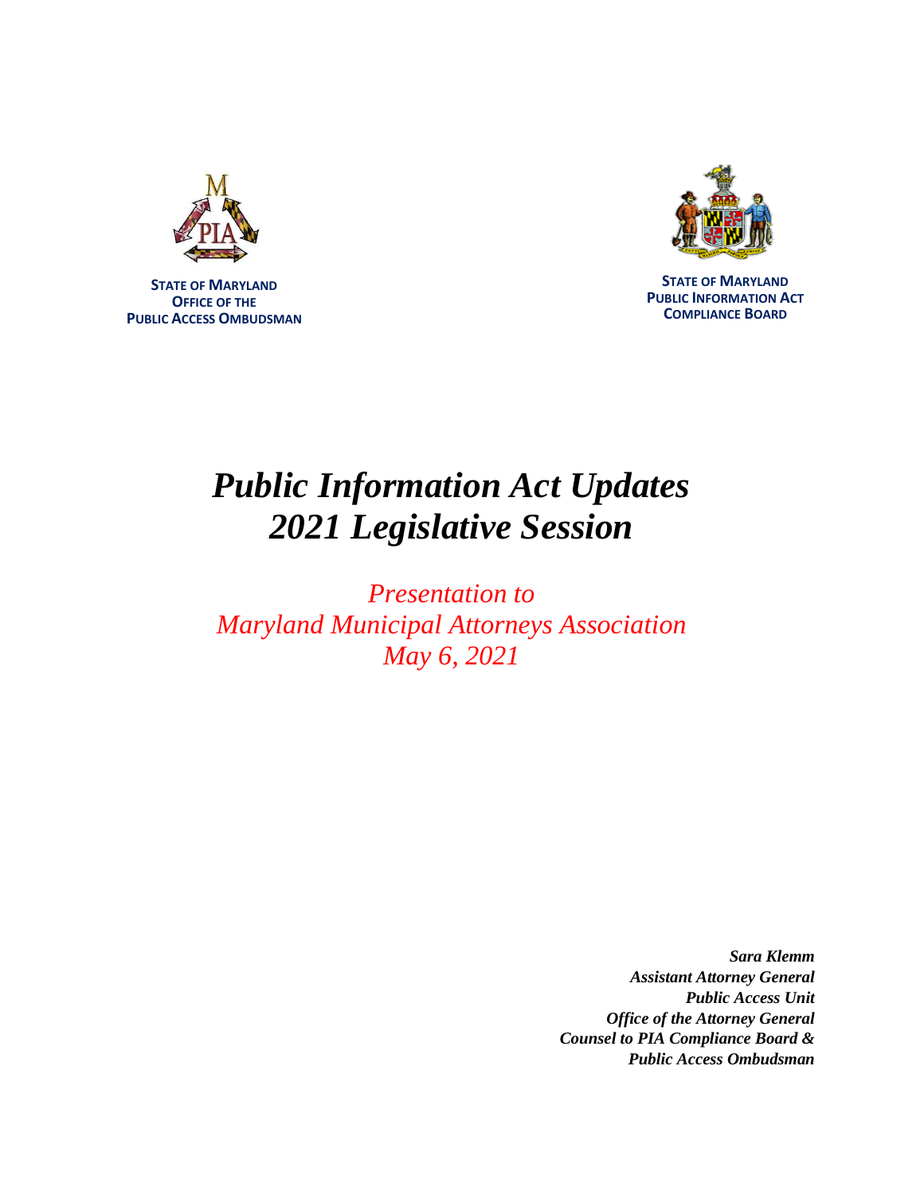**STATE OF MARYLAND**
**OFFICE OF THE**
**PUBLIC ACCESS OMBUDSMAN**

**STATE OF MARYLAND**
**PUBLIC INFORMATION ACT**
**COMPLIANCE BOARD**

# *Public Information Act Updates*
# *2021 Legislative Session*

*Presentation to*
*Maryland Municipal Attorneys Association*
*May 6, 2021*

***Sara Klemm***
***Assistant Attorney General***
***Public Access Unit***
***Office of the Attorney General***
***Counsel to PIA Compliance Board &***
***Public Access Ombudsman***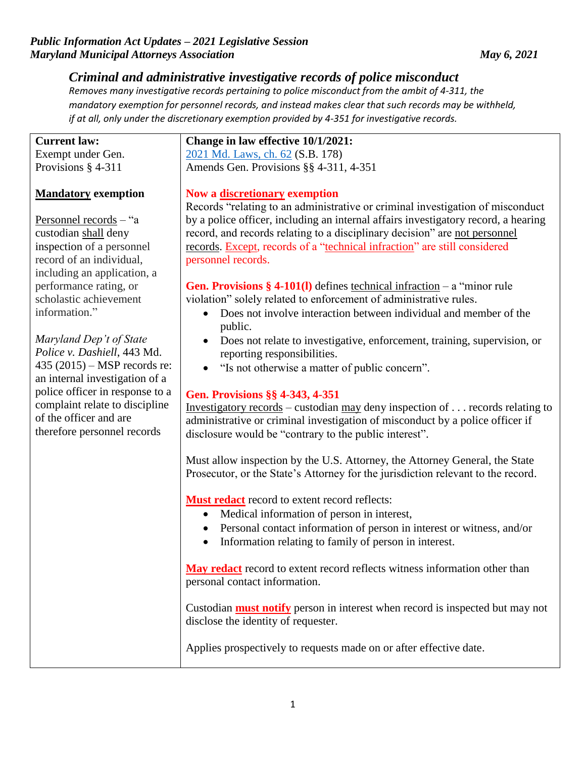*Public Information Act Updates – 2021 Legislative Session*
*Maryland Municipal Attorneys Association* *May 6, 2021*

## *Criminal and administrative investigative records of police misconduct*

*Removes many investigative records pertaining to police misconduct from the ambit of 4-311, the mandatory exemption for personnel records, and instead makes clear that such records may be withheld, if at all, only under the discretionary exemption provided by 4-351 for investigative records.*

| **Current law:** | **Change in law effective 10/1/2021:** |
|---|---|
| Exempt under Gen. Provisions § 4-311<br><br>**Mandatory exemption**<br><br>Personnel records – "a custodian shall deny inspection of a personnel record of an individual, including an application, a performance rating, or scholastic achievement information."<br><br>*Maryland Dep't of State Police v. Dashiell*, 443 Md. 435 (2015) – MSP records re: an internal investigation of a police officer in response to a complaint relate to discipline of the officer and are therefore personnel records | 2021 Md. Laws, ch. 62 (S.B. 178)<br>Amends Gen. Provisions §§ 4-311, 4-351<br><br>**Now a discretionary exemption**<br>Records "relating to an administrative or criminal investigation of misconduct by a police officer, including an internal affairs investigatory record, a hearing record, and records relating to a disciplinary decision" are not personnel records. Except, records of a "technical infraction" are still considered personnel records.<br><br>**Gen. Provisions § 4-101(l)** defines technical infraction – a "minor rule violation" solely related to enforcement of administrative rules.<br>• Does not involve interaction between individual and member of the public.<br>• Does not relate to investigative, enforcement, training, supervision, or reporting responsibilities.<br>• "Is not otherwise a matter of public concern".<br><br>**Gen. Provisions §§ 4-343, 4-351**<br>Investigatory records – custodian may deny inspection of . . . records relating to administrative or criminal investigation of misconduct by a police officer if disclosure would be "contrary to the public interest".<br><br>Must allow inspection by the U.S. Attorney, the Attorney General, the State Prosecutor, or the State's Attorney for the jurisdiction relevant to the record.<br><br>**Must redact** record to extent record reflects:<br>• Medical information of person in interest,<br>• Personal contact information of person in interest or witness, and/or<br>• Information relating to family of person in interest.<br><br>**May redact** record to extent record reflects witness information other than personal contact information.<br><br>Custodian **must notify** person in interest when record is inspected but may not disclose the identity of requester.<br><br>Applies prospectively to requests made on or after effective date. |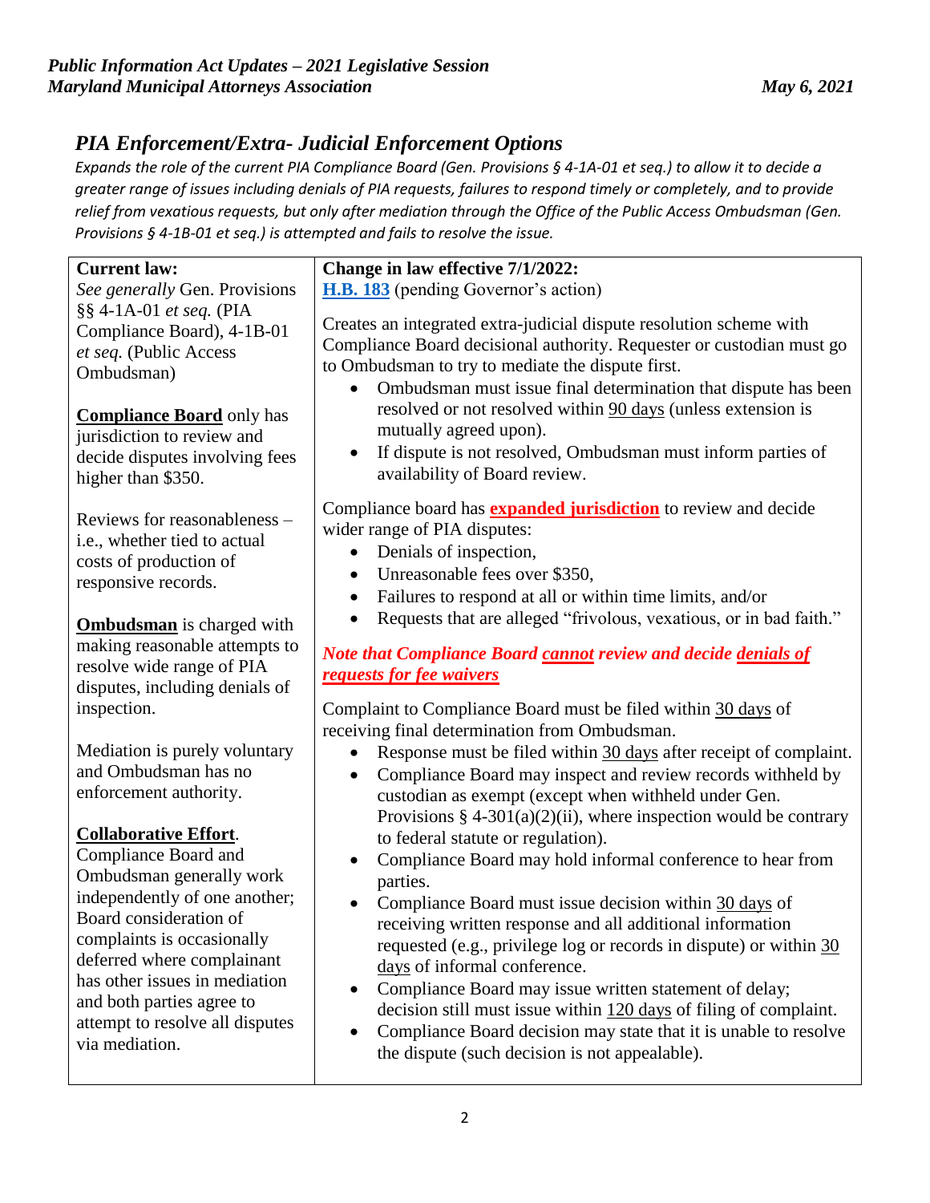## *PIA Enforcement/Extra- Judicial Enforcement Options*

*Expands the role of the current PIA Compliance Board (Gen. Provisions § 4-1A-01 et seq.) to allow it to decide a greater range of issues including denials of PIA requests, failures to respond timely or completely, and to provide relief from vexatious requests, but only after mediation through the Office of the Public Access Ombudsman (Gen. Provisions § 4-1B-01 et seq.) is attempted and fails to resolve the issue.*

| **Current law:** | **Change in law effective 7/1/2022:** |
|---|---|
| *See generally* Gen. Provisions §§ 4-1A-01 *et seq.* (PIA Compliance Board), 4-1B-01 *et seq.* (Public Access Ombudsman)<br><br>**Compliance Board** only has jurisdiction to review and decide disputes involving fees higher than $350.<br><br>Reviews for reasonableness – i.e., whether tied to actual costs of production of responsive records.<br><br>**Ombudsman** is charged with making reasonable attempts to resolve wide range of PIA disputes, including denials of inspection.<br><br>Mediation is purely voluntary and Ombudsman has no enforcement authority.<br><br>**Collaborative Effort**. Compliance Board and Ombudsman generally work independently of one another; Board consideration of complaints is occasionally deferred where complainant has other issues in mediation and both parties agree to attempt to resolve all disputes via mediation. | **H.B. 183** (pending Governor's action)<br><br>Creates an integrated extra-judicial dispute resolution scheme with Compliance Board decisional authority. Requester or custodian must go to Ombudsman to try to mediate the dispute first.<br>• Ombudsman must issue final determination that dispute has been resolved or not resolved within 90 days (unless extension is mutually agreed upon).<br>• If dispute is not resolved, Ombudsman must inform parties of availability of Board review.<br><br>Compliance board has **expanded jurisdiction** to review and decide wider range of PIA disputes:<br>• Denials of inspection,<br>• Unreasonable fees over $350,<br>• Failures to respond at all or within time limits, and/or<br>• Requests that are alleged "frivolous, vexatious, or in bad faith."<br><br>***Note that Compliance Board cannot review and decide denials of requests for fee waivers***<br><br>Complaint to Compliance Board must be filed within 30 days of receiving final determination from Ombudsman.<br>• Response must be filed within 30 days after receipt of complaint.<br>• Compliance Board may inspect and review records withheld by custodian as exempt (except when withheld under Gen. Provisions § 4-301(a)(2)(ii), where inspection would be contrary to federal statute or regulation).<br>• Compliance Board may hold informal conference to hear from parties.<br>• Compliance Board must issue decision within 30 days of receiving written response and all additional information requested (e.g., privilege log or records in dispute) or within 30 days of informal conference.<br>• Compliance Board may issue written statement of delay; decision still must issue within 120 days of filing of complaint.<br>• Compliance Board decision may state that it is unable to resolve the dispute (such decision is not appealable). |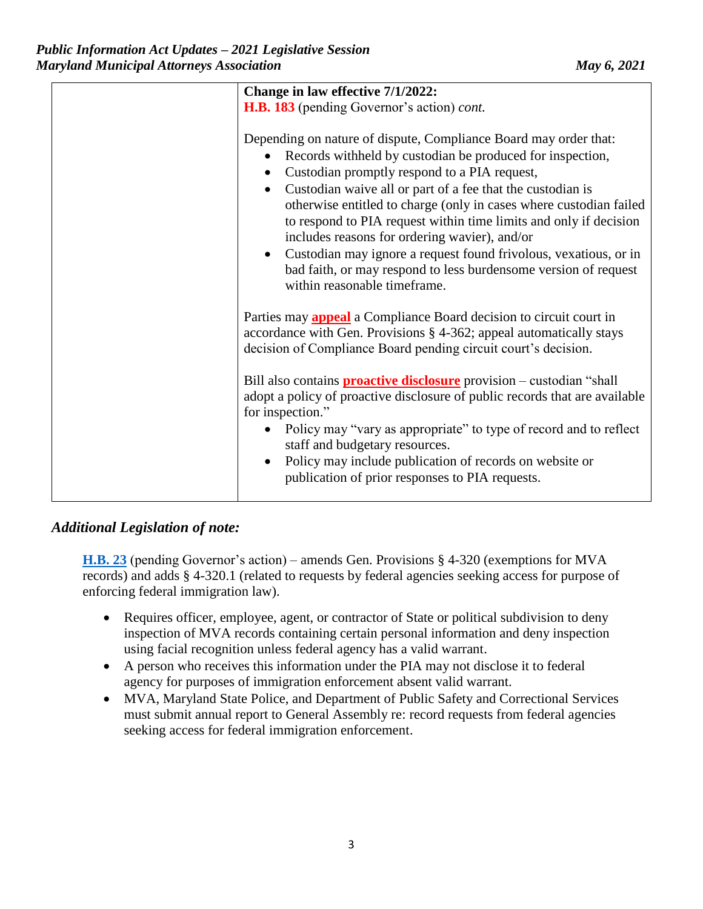| | Change in law effective 7/1/2022:<br>**H.B. 183** (pending Governor's action) *cont.*<br><br>Depending on nature of dispute, Compliance Board may order that:<br>• Records withheld by custodian be produced for inspection,<br>• Custodian promptly respond to a PIA request,<br>• Custodian waive all or part of a fee that the custodian is otherwise entitled to charge (only in cases where custodian failed to respond to PIA request within time limits and only if decision includes reasons for ordering wavier), and/or<br>• Custodian may ignore a request found frivolous, vexatious, or in bad faith, or may respond to less burdensome version of request within reasonable timeframe.<br><br>Parties may **appeal** a Compliance Board decision to circuit court in accordance with Gen. Provisions § 4-362; appeal automatically stays decision of Compliance Board pending circuit court's decision.<br><br>Bill also contains **proactive disclosure** provision – custodian "shall adopt a policy of proactive disclosure of public records that are available for inspection."<br>• Policy may "vary as appropriate" to type of record and to reflect staff and budgetary resources.<br>• Policy may include publication of records on website or publication of prior responses to PIA requests. |
|---|---|

## *Additional Legislation of note:*

**H.B. 23** (pending Governor's action) – amends Gen. Provisions § 4-320 (exemptions for MVA records) and adds § 4-320.1 (related to requests by federal agencies seeking access for purpose of enforcing federal immigration law).

- Requires officer, employee, agent, or contractor of State or political subdivision to deny inspection of MVA records containing certain personal information and deny inspection using facial recognition unless federal agency has a valid warrant.
- A person who receives this information under the PIA may not disclose it to federal agency for purposes of immigration enforcement absent valid warrant.
- MVA, Maryland State Police, and Department of Public Safety and Correctional Services must submit annual report to General Assembly re: record requests from federal agencies seeking access for federal immigration enforcement.